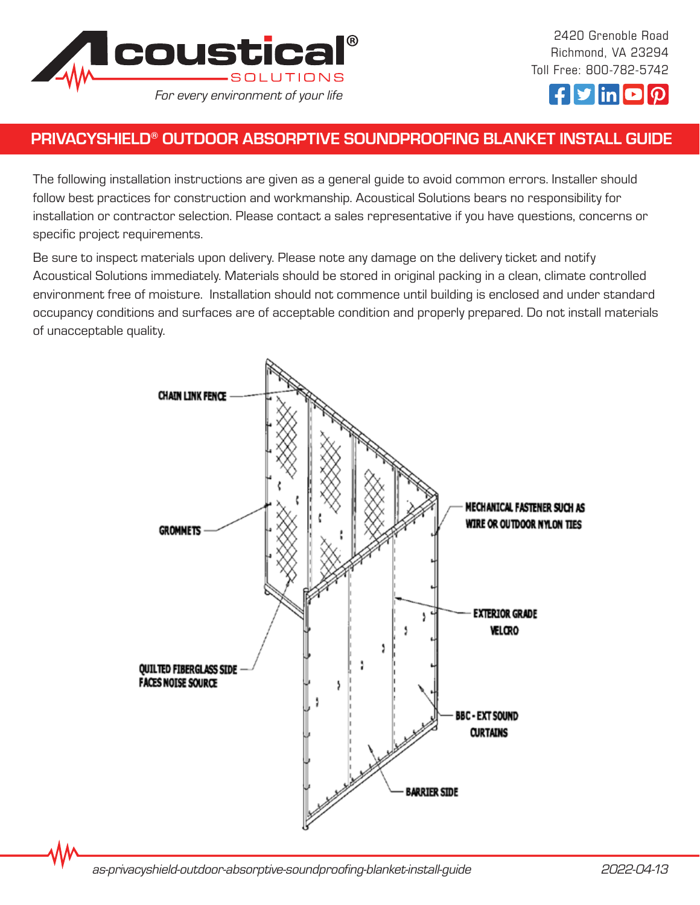2420 Grenoble Road
Richmond, VA 23294
Toll Free: 800-782-5742

# PRIVACYSHIELD® OUTDOOR ABSORPTIVE SOUNDPROOFING BLANKET INSTALL GUIDE

The following installation instructions are given as a general guide to avoid common errors. Installer should follow best practices for construction and workmanship. Acoustical Solutions bears no responsibility for installation or contractor selection. Please contact a sales representative if you have questions, concerns or specific project requirements.

Be sure to inspect materials upon delivery. Please note any damage on the delivery ticket and notify Acoustical Solutions immediately. Materials should be stored in original packing in a clean, climate controlled environment free of moisture. Installation should not commence until building is enclosed and under standard occupancy conditions and surfaces are of acceptable condition and properly prepared. Do not install materials of unacceptable quality.

CHAIN LINK FENCE

GROMMETS

MECHANICAL FASTENER SUCH AS WIRE OR OUTDOOR NYLON TIES

EXTERIOR GRADE VELCRO

QUILTED FIBERGLASS SIDE FACES NOISE SOURCE

BBC - EXT SOUND CURTAINS

BARRIER SIDE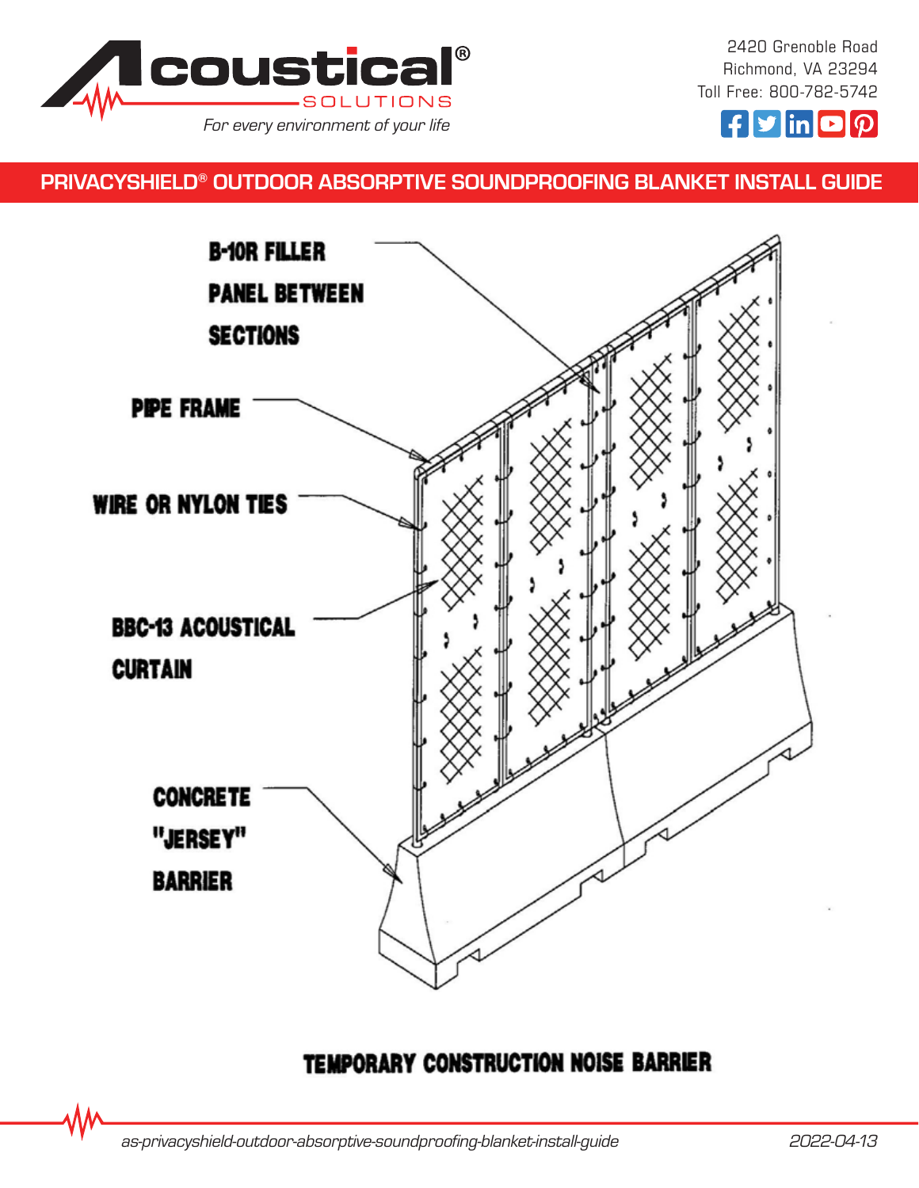# PRIVACYSHIELD® OUTDOOR ABSORPTIVE SOUNDPROOFING BLANKET INSTALL GUIDE

B-10R FILLER PANEL BETWEEN SECTIONS

PIPE FRAME

WIRE OR NYLON TIES

BBC-13 ACOUSTICAL CURTAIN

CONCRETE "JERSEY" BARRIER

TEMPORARY CONSTRUCTION NOISE BARRIER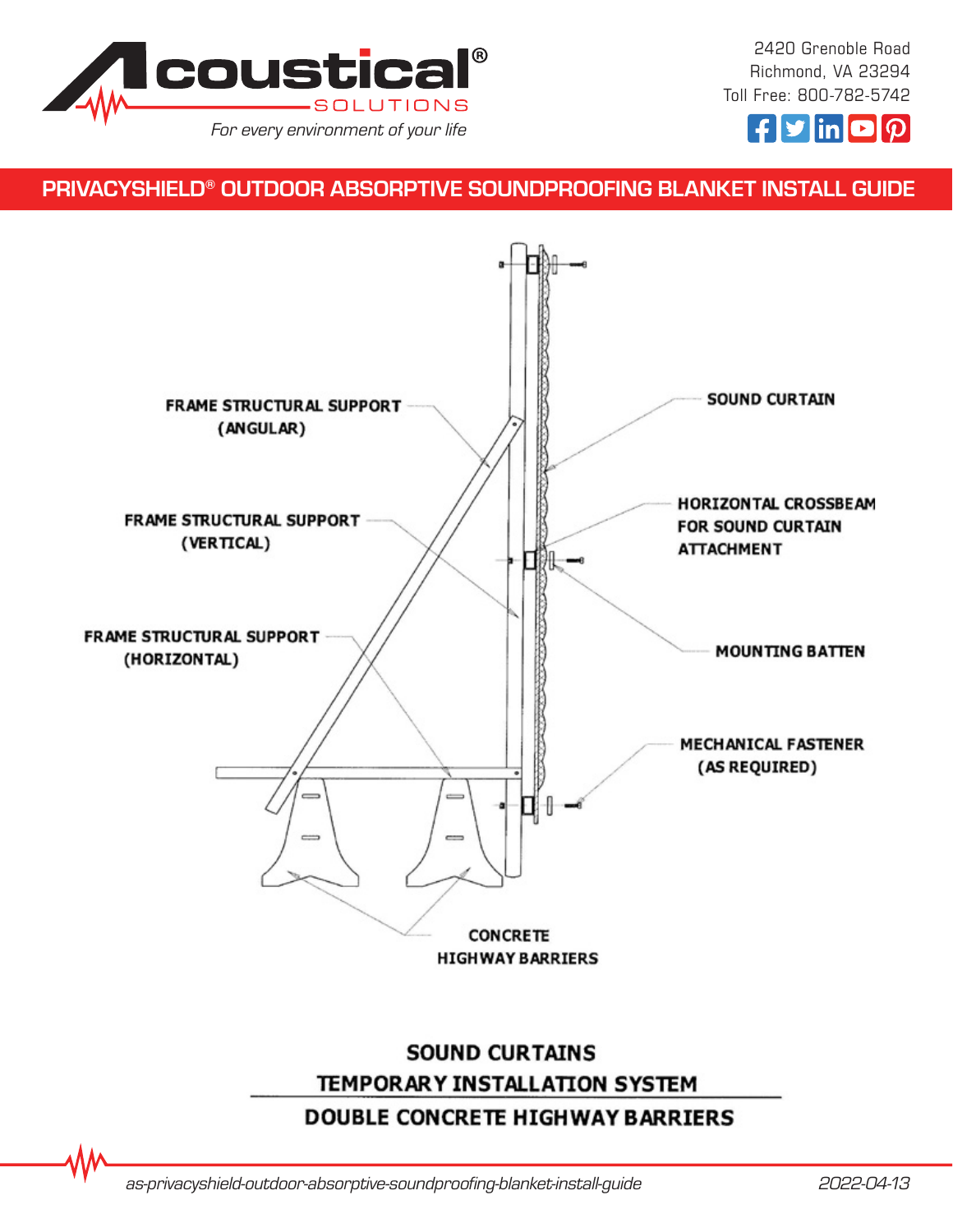# PRIVACYSHIELD® OUTDOOR ABSORPTIVE SOUNDPROOFING BLANKET INSTALL GUIDE

FRAME STRUCTURAL SUPPORT (ANGULAR)

FRAME STRUCTURAL SUPPORT (VERTICAL)

FRAME STRUCTURAL SUPPORT (HORIZONTAL)

SOUND CURTAIN

HORIZONTAL CROSSBEAM FOR SOUND CURTAIN ATTACHMENT

MOUNTING BATTEN

MECHANICAL FASTENER (AS REQUIRED)

CONCRETE HIGHWAY BARRIERS

**SOUND CURTAINS**

**TEMPORARY INSTALLATION SYSTEM**

**DOUBLE CONCRETE HIGHWAY BARRIERS**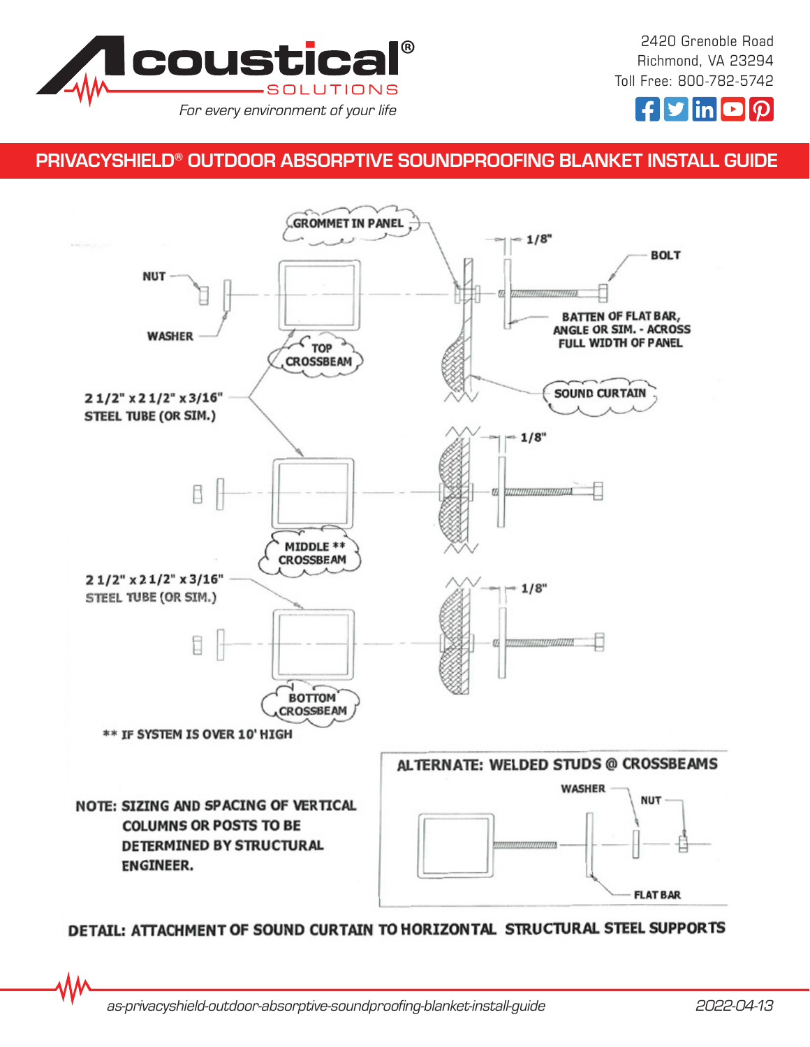Acoustical® SOLUTIONS

*For every environment of your life*

2420 Grenoble Road
Richmond, VA 23294
Toll Free: 800-782-5742

## PRIVACYSHIELD® OUTDOOR ABSORPTIVE SOUNDPROOFING BLANKET INSTALL GUIDE

GROMMET IN PANEL

1/8"

BOLT

NUT

WASHER

BATTEN OF FLAT BAR, ANGLE OR SIM. - ACROSS FULL WIDTH OF PANEL

TOP CROSSBEAM

SOUND CURTAIN

2 1/2" x 2 1/2" x 3/16" STEEL TUBE (OR SIM.)

1/8"

MIDDLE ** CROSSBEAM

2 1/2" x 2 1/2" x 3/16" STEEL TUBE (OR SIM.)

1/8"

BOTTOM CROSSBEAM

** IF SYSTEM IS OVER 10' HIGH

ALTERNATE: WELDED STUDS @ CROSSBEAMS

WASHER

NUT

FLAT BAR

NOTE: SIZING AND SPACING OF VERTICAL COLUMNS OR POSTS TO BE DETERMINED BY STRUCTURAL ENGINEER.

DETAIL: ATTACHMENT OF SOUND CURTAIN TO HORIZONTAL STRUCTURAL STEEL SUPPORTS